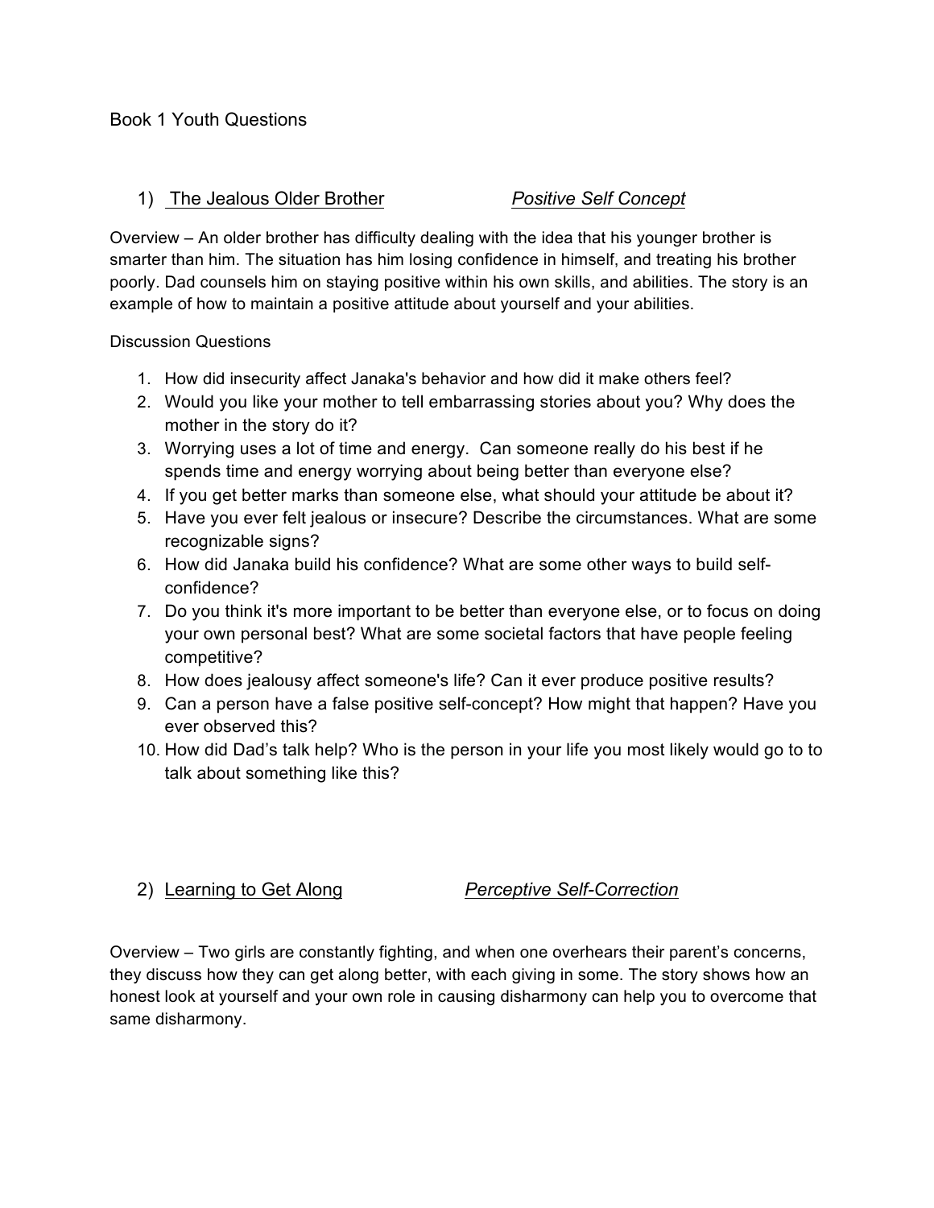# Book 1 Youth Questions

## 1) The Jealous Older Brother — *Positive Self Concept*

Overview – An older brother has difficulty dealing with the idea that his younger brother is smarter than him. The situation has him losing confidence in himself, and treating his brother poorly. Dad counsels him on staying positive within his own skills, and abilities. The story is an example of how to maintain a positive attitude about yourself and your abilities.

Discussion Questions

1. How did insecurity affect Janaka's behavior and how did it make others feel?
2. Would you like your mother to tell embarrassing stories about you? Why does the mother in the story do it?
3. Worrying uses a lot of time and energy. Can someone really do his best if he spends time and energy worrying about being better than everyone else?
4. If you get better marks than someone else, what should your attitude be about it?
5. Have you ever felt jealous or insecure? Describe the circumstances. What are some recognizable signs?
6. How did Janaka build his confidence? What are some other ways to build self-confidence?
7. Do you think it's more important to be better than everyone else, or to focus on doing your own personal best? What are some societal factors that have people feeling competitive?
8. How does jealousy affect someone's life? Can it ever produce positive results?
9. Can a person have a false positive self-concept? How might that happen? Have you ever observed this?
10. How did Dad's talk help? Who is the person in your life you most likely would go to to talk about something like this?

## 2) Learning to Get Along — *Perceptive Self-Correction*

Overview – Two girls are constantly fighting, and when one overhears their parent's concerns, they discuss how they can get along better, with each giving in some. The story shows how an honest look at yourself and your own role in causing disharmony can help you to overcome that same disharmony.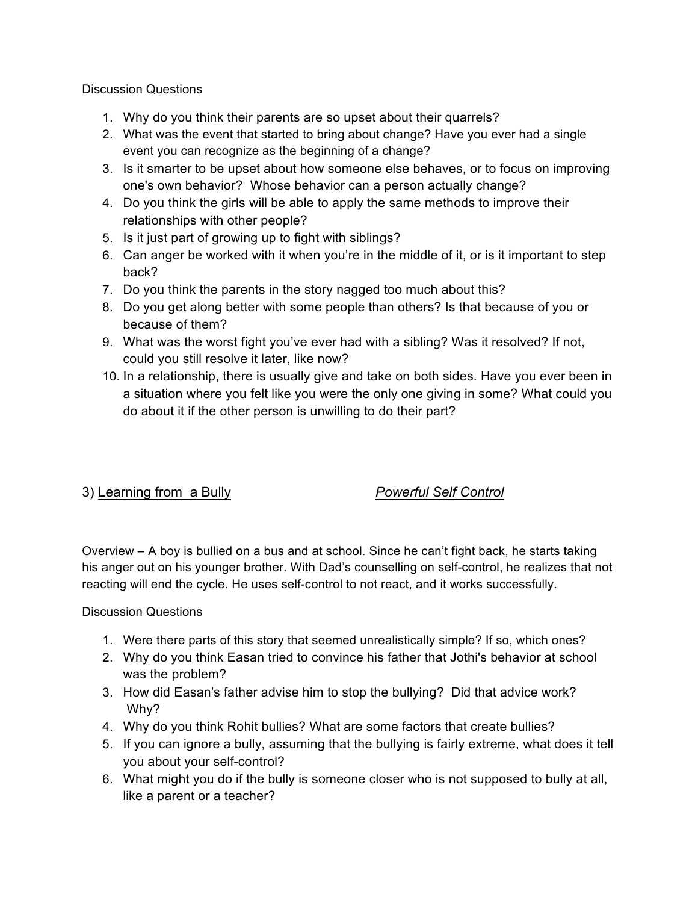Discussion Questions

1. Why do you think their parents are so upset about their quarrels?
2. What was the event that started to bring about change? Have you ever had a single event you can recognize as the beginning of a change?
3. Is it smarter to be upset about how someone else behaves, or to focus on improving one's own behavior? Whose behavior can a person actually change?
4. Do you think the girls will be able to apply the same methods to improve their relationships with other people?
5. Is it just part of growing up to fight with siblings?
6. Can anger be worked with it when you're in the middle of it, or is it important to step back?
7. Do you think the parents in the story nagged too much about this?
8. Do you get along better with some people than others? Is that because of you or because of them?
9. What was the worst fight you've ever had with a sibling? Was it resolved? If not, could you still resolve it later, like now?
10. In a relationship, there is usually give and take on both sides. Have you ever been in a situation where you felt like you were the only one giving in some? What could you do about it if the other person is unwilling to do their part?

## 3) <u>Learning from a Bully</u> *<u>Powerful Self Control</u>*

Overview – A boy is bullied on a bus and at school. Since he can't fight back, he starts taking his anger out on his younger brother. With Dad's counselling on self-control, he realizes that not reacting will end the cycle. He uses self-control to not react, and it works successfully.

Discussion Questions

1. Were there parts of this story that seemed unrealistically simple? If so, which ones?
2. Why do you think Easan tried to convince his father that Jothi's behavior at school was the problem?
3. How did Easan's father advise him to stop the bullying? Did that advice work? Why?
4. Why do you think Rohit bullies? What are some factors that create bullies?
5. If you can ignore a bully, assuming that the bullying is fairly extreme, what does it tell you about your self-control?
6. What might you do if the bully is someone closer who is not supposed to bully at all, like a parent or a teacher?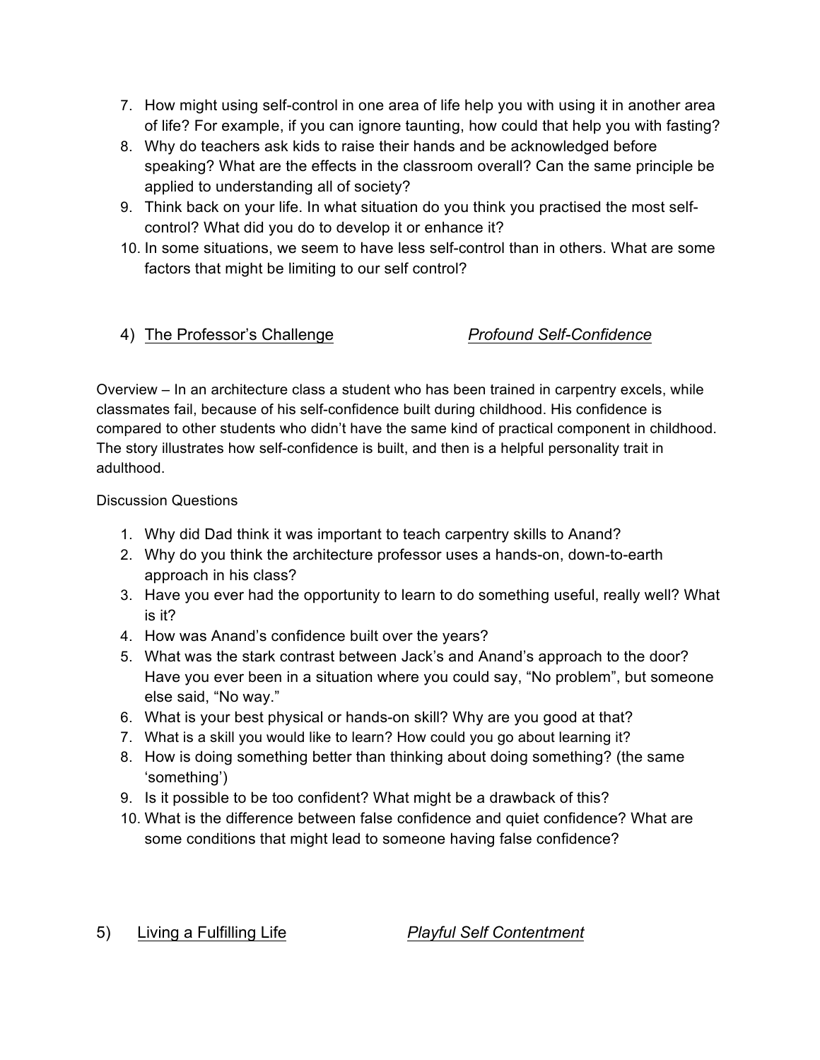7. How might using self-control in one area of life help you with using it in another area of life? For example, if you can ignore taunting, how could that help you with fasting?
8. Why do teachers ask kids to raise their hands and be acknowledged before speaking? What are the effects in the classroom overall? Can the same principle be applied to understanding all of society?
9. Think back on your life. In what situation do you think you practised the most self-control? What did you do to develop it or enhance it?
10. In some situations, we seem to have less self-control than in others. What are some factors that might be limiting to our self control?

## 4) The Professor's Challenge — *Profound Self-Confidence*

Overview – In an architecture class a student who has been trained in carpentry excels, while classmates fail, because of his self-confidence built during childhood. His confidence is compared to other students who didn't have the same kind of practical component in childhood. The story illustrates how self-confidence is built, and then is a helpful personality trait in adulthood.

Discussion Questions

1. Why did Dad think it was important to teach carpentry skills to Anand?
2. Why do you think the architecture professor uses a hands-on, down-to-earth approach in his class?
3. Have you ever had the opportunity to learn to do something useful, really well? What is it?
4. How was Anand's confidence built over the years?
5. What was the stark contrast between Jack's and Anand's approach to the door? Have you ever been in a situation where you could say, "No problem", but someone else said, "No way."
6. What is your best physical or hands-on skill? Why are you good at that?
7. What is a skill you would like to learn? How could you go about learning it?
8. How is doing something better than thinking about doing something? (the same 'something')
9. Is it possible to be too confident? What might be a drawback of this?
10. What is the difference between false confidence and quiet confidence? What are some conditions that might lead to someone having false confidence?

## 5) Living a Fulfilling Life — *Playful Self Contentment*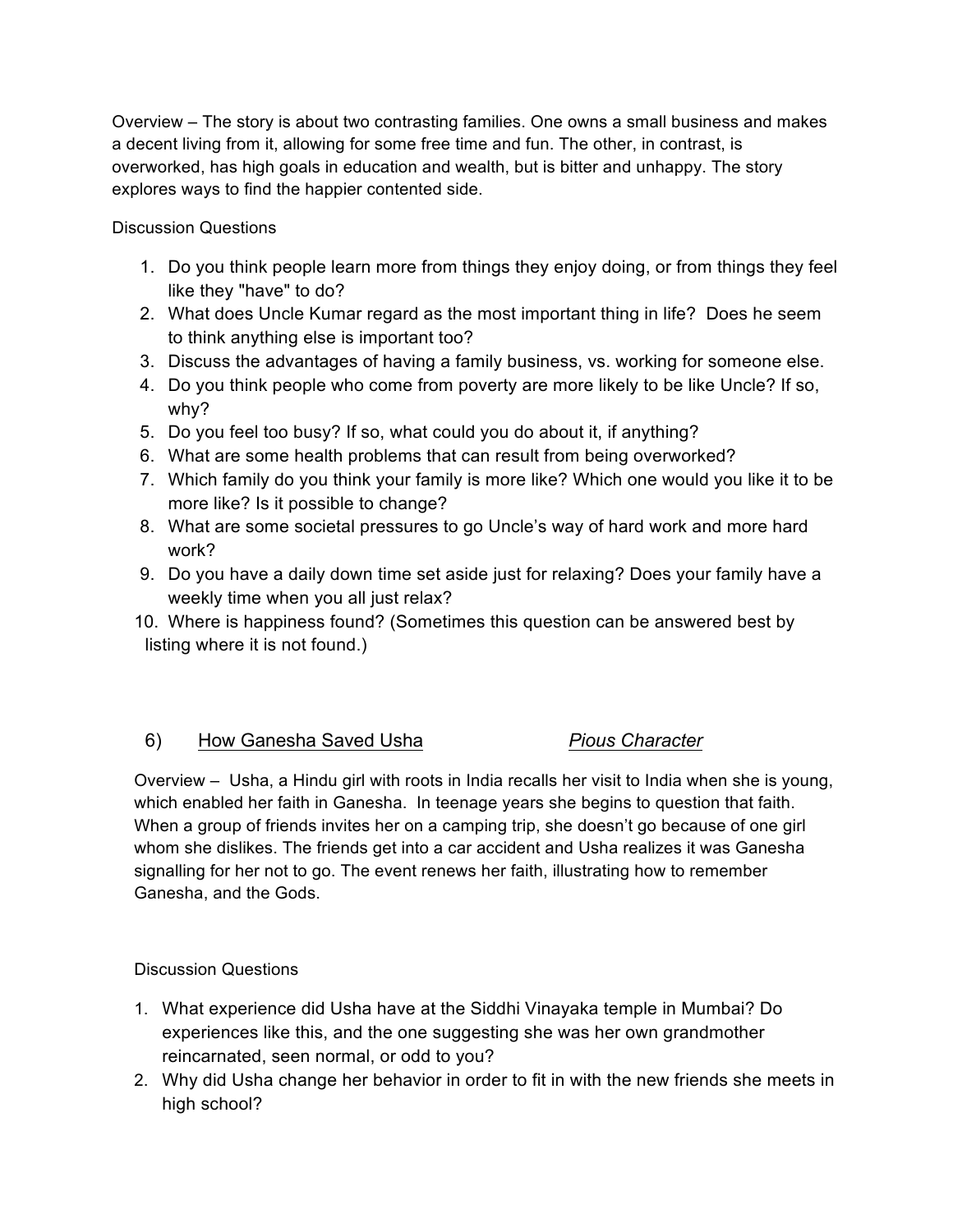Overview – The story is about two contrasting families. One owns a small business and makes a decent living from it, allowing for some free time and fun. The other, in contrast, is overworked, has high goals in education and wealth, but is bitter and unhappy. The story explores ways to find the happier contented side.

Discussion Questions

1. Do you think people learn more from things they enjoy doing, or from things they feel like they "have" to do?
2. What does Uncle Kumar regard as the most important thing in life? Does he seem to think anything else is important too?
3. Discuss the advantages of having a family business, vs. working for someone else.
4. Do you think people who come from poverty are more likely to be like Uncle? If so, why?
5. Do you feel too busy? If so, what could you do about it, if anything?
6. What are some health problems that can result from being overworked?
7. Which family do you think your family is more like? Which one would you like it to be more like? Is it possible to change?
8. What are some societal pressures to go Uncle's way of hard work and more hard work?
9. Do you have a daily down time set aside just for relaxing? Does your family have a weekly time when you all just relax?
10. Where is happiness found? (Sometimes this question can be answered best by listing where it is not found.)

## 6) How Ganesha Saved Usha — *Pious Character*

Overview – Usha, a Hindu girl with roots in India recalls her visit to India when she is young, which enabled her faith in Ganesha. In teenage years she begins to question that faith. When a group of friends invites her on a camping trip, she doesn't go because of one girl whom she dislikes. The friends get into a car accident and Usha realizes it was Ganesha signalling for her not to go. The event renews her faith, illustrating how to remember Ganesha, and the Gods.

Discussion Questions

1. What experience did Usha have at the Siddhi Vinayaka temple in Mumbai? Do experiences like this, and the one suggesting she was her own grandmother reincarnated, seen normal, or odd to you?
2. Why did Usha change her behavior in order to fit in with the new friends she meets in high school?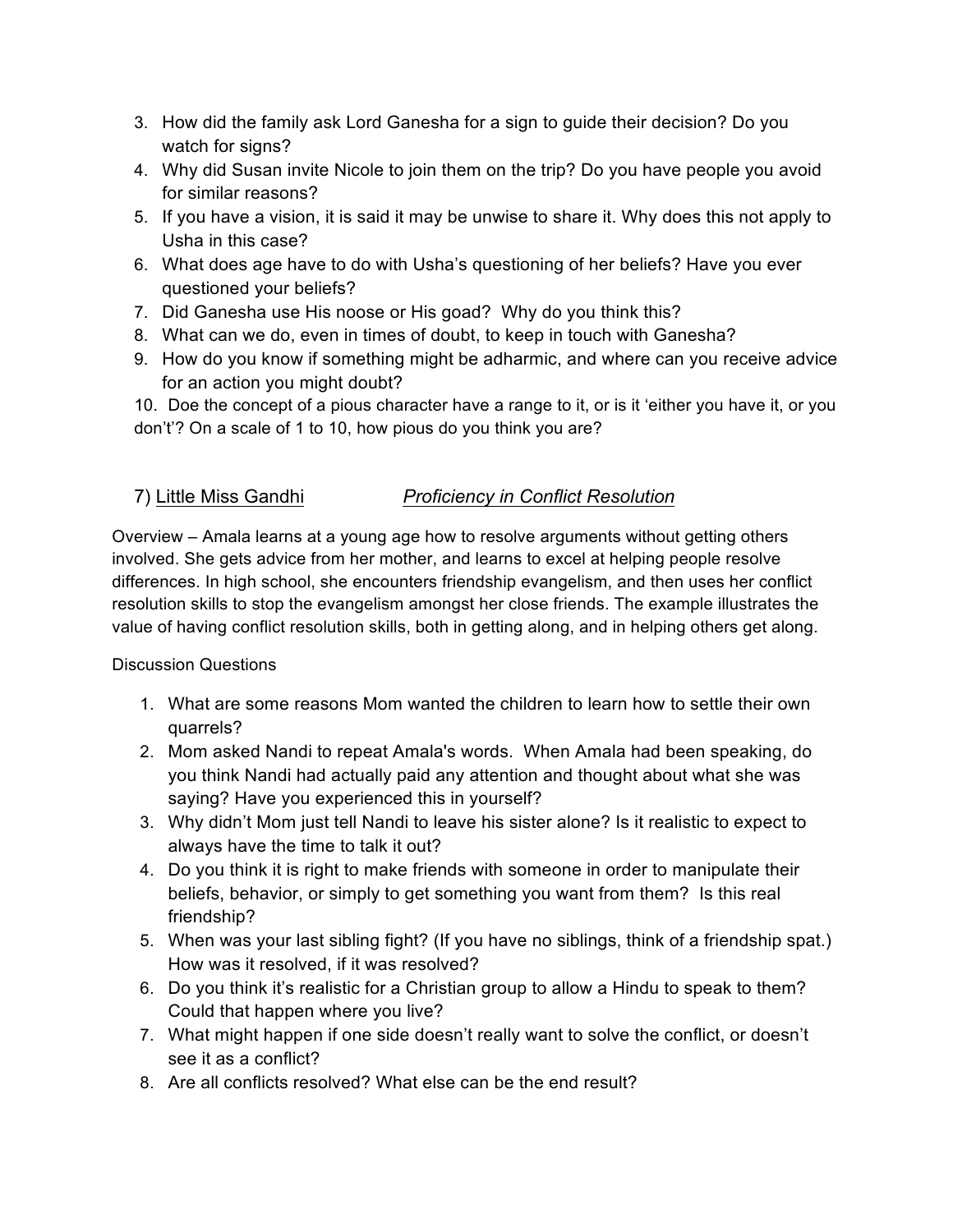3. How did the family ask Lord Ganesha for a sign to guide their decision? Do you watch for signs?
4. Why did Susan invite Nicole to join them on the trip? Do you have people you avoid for similar reasons?
5. If you have a vision, it is said it may be unwise to share it. Why does this not apply to Usha in this case?
6. What does age have to do with Usha's questioning of her beliefs? Have you ever questioned your beliefs?
7. Did Ganesha use His noose or His goad? Why do you think this?
8. What can we do, even in times of doubt, to keep in touch with Ganesha?
9. How do you know if something might be adharmic, and where can you receive advice for an action you might doubt?
10. Doe the concept of a pious character have a range to it, or is it 'either you have it, or you don't'? On a scale of 1 to 10, how pious do you think you are?

## 7) <u>Little Miss Gandhi</u> <u>*Proficiency in Conflict Resolution*</u>

Overview – Amala learns at a young age how to resolve arguments without getting others involved. She gets advice from her mother, and learns to excel at helping people resolve differences. In high school, she encounters friendship evangelism, and then uses her conflict resolution skills to stop the evangelism amongst her close friends. The example illustrates the value of having conflict resolution skills, both in getting along, and in helping others get along.

Discussion Questions

1. What are some reasons Mom wanted the children to learn how to settle their own quarrels?
2. Mom asked Nandi to repeat Amala's words. When Amala had been speaking, do you think Nandi had actually paid any attention and thought about what she was saying? Have you experienced this in yourself?
3. Why didn't Mom just tell Nandi to leave his sister alone? Is it realistic to expect to always have the time to talk it out?
4. Do you think it is right to make friends with someone in order to manipulate their beliefs, behavior, or simply to get something you want from them? Is this real friendship?
5. When was your last sibling fight? (If you have no siblings, think of a friendship spat.) How was it resolved, if it was resolved?
6. Do you think it's realistic for a Christian group to allow a Hindu to speak to them? Could that happen where you live?
7. What might happen if one side doesn't really want to solve the conflict, or doesn't see it as a conflict?
8. Are all conflicts resolved? What else can be the end result?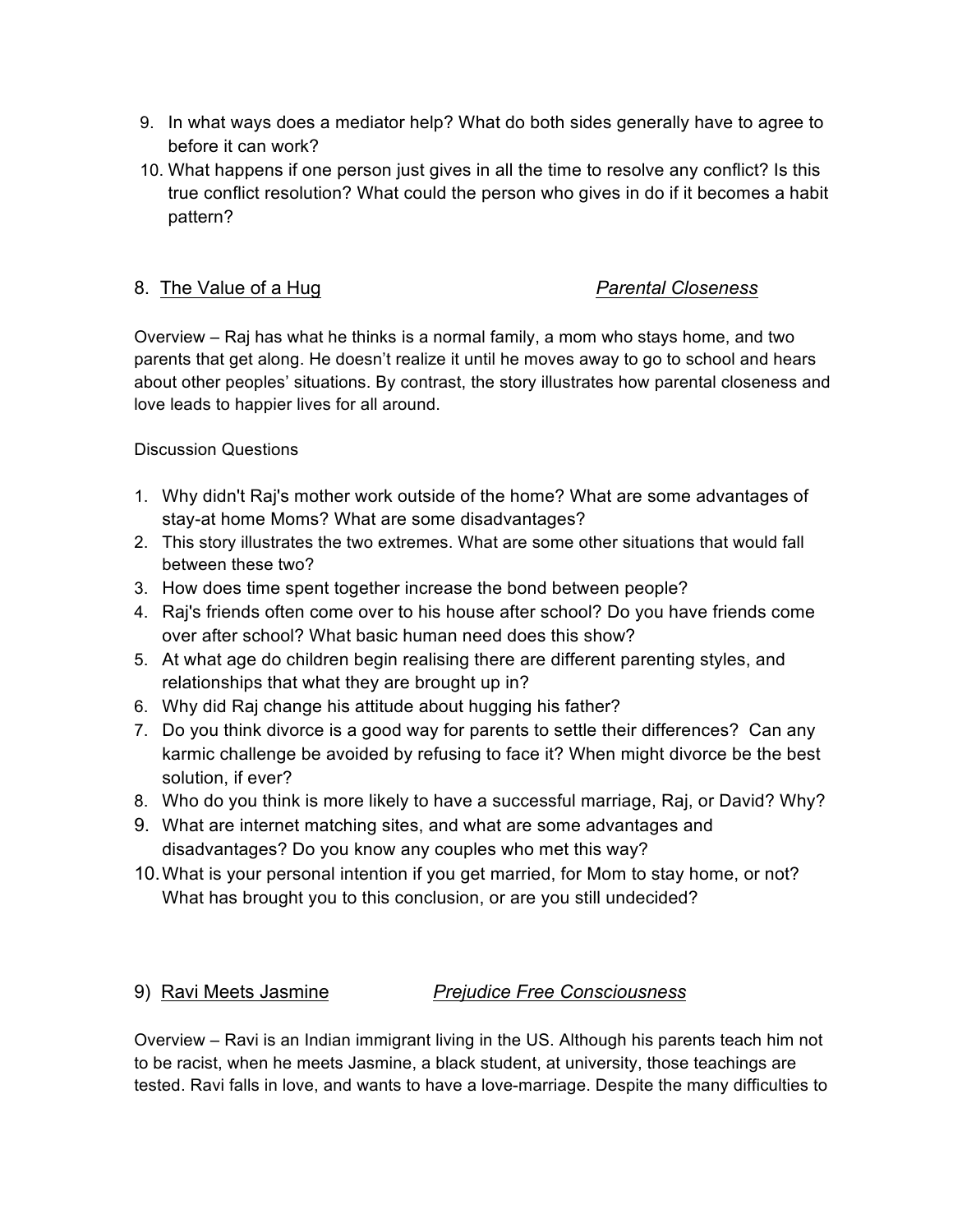9. In what ways does a mediator help? What do both sides generally have to agree to before it can work?
10. What happens if one person just gives in all the time to resolve any conflict? Is this true conflict resolution? What could the person who gives in do if it becomes a habit pattern?

## 8. <u>The Value of a Hug</u> *<u>Parental Closeness</u>*

Overview – Raj has what he thinks is a normal family, a mom who stays home, and two parents that get along. He doesn't realize it until he moves away to go to school and hears about other peoples' situations. By contrast, the story illustrates how parental closeness and love leads to happier lives for all around.

Discussion Questions

1. Why didn't Raj's mother work outside of the home? What are some advantages of stay-at home Moms? What are some disadvantages?
2. This story illustrates the two extremes. What are some other situations that would fall between these two?
3. How does time spent together increase the bond between people?
4. Raj's friends often come over to his house after school? Do you have friends come over after school? What basic human need does this show?
5. At what age do children begin realising there are different parenting styles, and relationships that what they are brought up in?
6. Why did Raj change his attitude about hugging his father?
7. Do you think divorce is a good way for parents to settle their differences? Can any karmic challenge be avoided by refusing to face it? When might divorce be the best solution, if ever?
8. Who do you think is more likely to have a successful marriage, Raj, or David? Why?
9. What are internet matching sites, and what are some advantages and disadvantages? Do you know any couples who met this way?
10. What is your personal intention if you get married, for Mom to stay home, or not? What has brought you to this conclusion, or are you still undecided?

## 9) <u>Ravi Meets Jasmine</u> *<u>Prejudice Free Consciousness</u>*

Overview – Ravi is an Indian immigrant living in the US. Although his parents teach him not to be racist, when he meets Jasmine, a black student, at university, those teachings are tested. Ravi falls in love, and wants to have a love-marriage. Despite the many difficulties to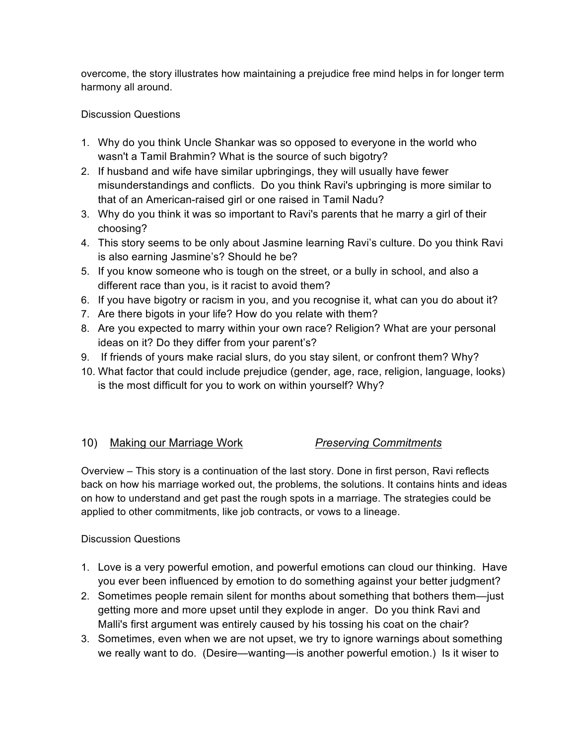overcome, the story illustrates how maintaining a prejudice free mind helps in for longer term harmony all around.

Discussion Questions

1. Why do you think Uncle Shankar was so opposed to everyone in the world who wasn't a Tamil Brahmin? What is the source of such bigotry?
2. If husband and wife have similar upbringings, they will usually have fewer misunderstandings and conflicts. Do you think Ravi's upbringing is more similar to that of an American-raised girl or one raised in Tamil Nadu?
3. Why do you think it was so important to Ravi's parents that he marry a girl of their choosing?
4. This story seems to be only about Jasmine learning Ravi's culture. Do you think Ravi is also earning Jasmine's? Should he be?
5. If you know someone who is tough on the street, or a bully in school, and also a different race than you, is it racist to avoid them?
6. If you have bigotry or racism in you, and you recognise it, what can you do about it?
7. Are there bigots in your life? How do you relate with them?
8. Are you expected to marry within your own race? Religion? What are your personal ideas on it? Do they differ from your parent's?
9. If friends of yours make racial slurs, do you stay silent, or confront them? Why?
10. What factor that could include prejudice (gender, age, race, religion, language, looks) is the most difficult for you to work on within yourself? Why?

## 10) <u>Making our Marriage Work</u> *<u>Preserving Commitments</u>*

Overview – This story is a continuation of the last story. Done in first person, Ravi reflects back on how his marriage worked out, the problems, the solutions. It contains hints and ideas on how to understand and get past the rough spots in a marriage. The strategies could be applied to other commitments, like job contracts, or vows to a lineage.

Discussion Questions

1. Love is a very powerful emotion, and powerful emotions can cloud our thinking. Have you ever been influenced by emotion to do something against your better judgment?
2. Sometimes people remain silent for months about something that bothers them—just getting more and more upset until they explode in anger. Do you think Ravi and Malli's first argument was entirely caused by his tossing his coat on the chair?
3. Sometimes, even when we are not upset, we try to ignore warnings about something we really want to do. (Desire—wanting—is another powerful emotion.) Is it wiser to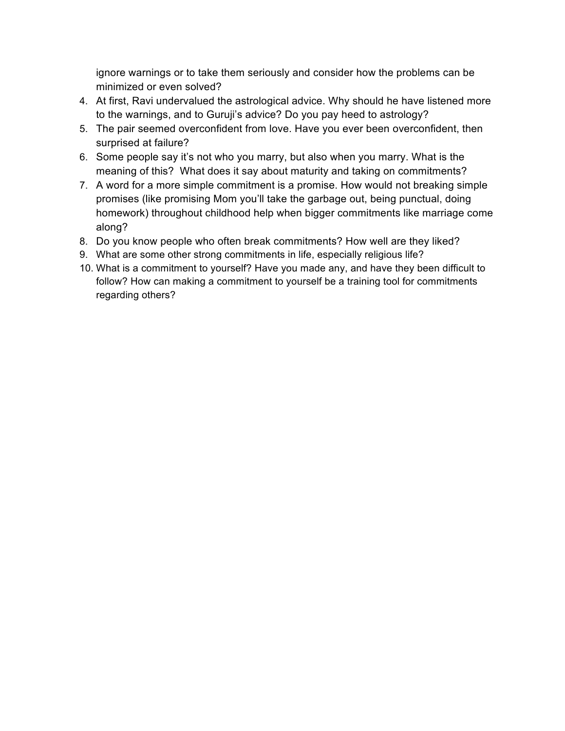ignore warnings or to take them seriously and consider how the problems can be minimized or even solved?

4. At first, Ravi undervalued the astrological advice. Why should he have listened more to the warnings, and to Guruji's advice? Do you pay heed to astrology?
5. The pair seemed overconfident from love. Have you ever been overconfident, then surprised at failure?
6. Some people say it's not who you marry, but also when you marry. What is the meaning of this? What does it say about maturity and taking on commitments?
7. A word for a more simple commitment is a promise. How would not breaking simple promises (like promising Mom you'll take the garbage out, being punctual, doing homework) throughout childhood help when bigger commitments like marriage come along?
8. Do you know people who often break commitments? How well are they liked?
9. What are some other strong commitments in life, especially religious life?
10. What is a commitment to yourself? Have you made any, and have they been difficult to follow? How can making a commitment to yourself be a training tool for commitments regarding others?